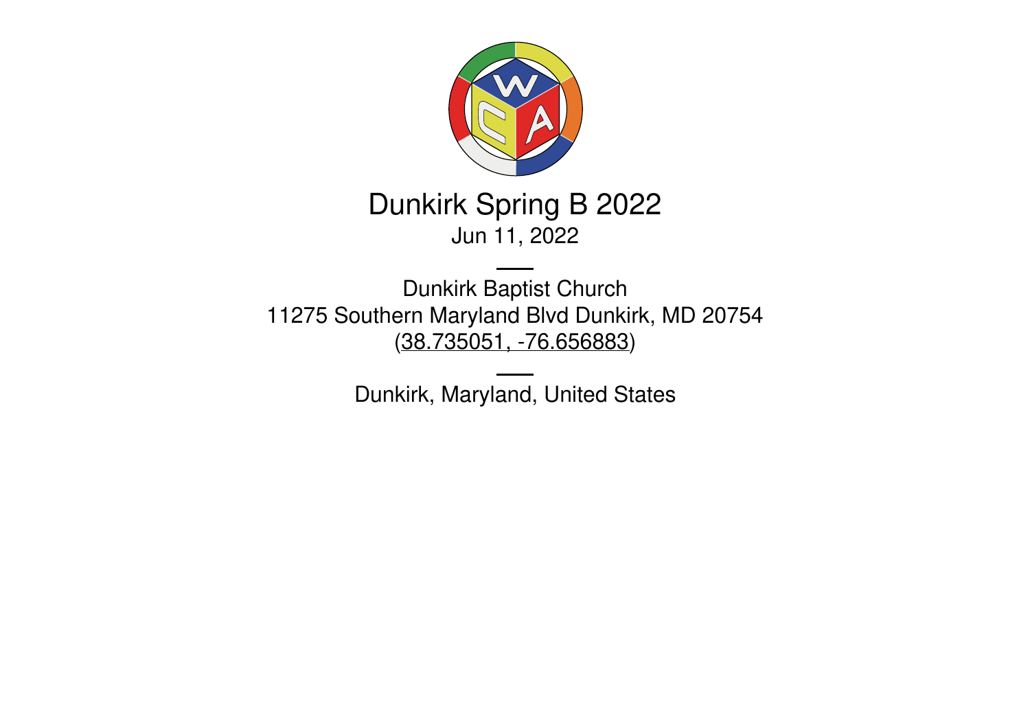# Dunkirk Spring B 2022

Jun 11, 2022

---

Dunkirk Baptist Church
11275 Southern Maryland Blvd Dunkirk, MD 20754
(38.735051, -76.656883)

---

Dunkirk, Maryland, United States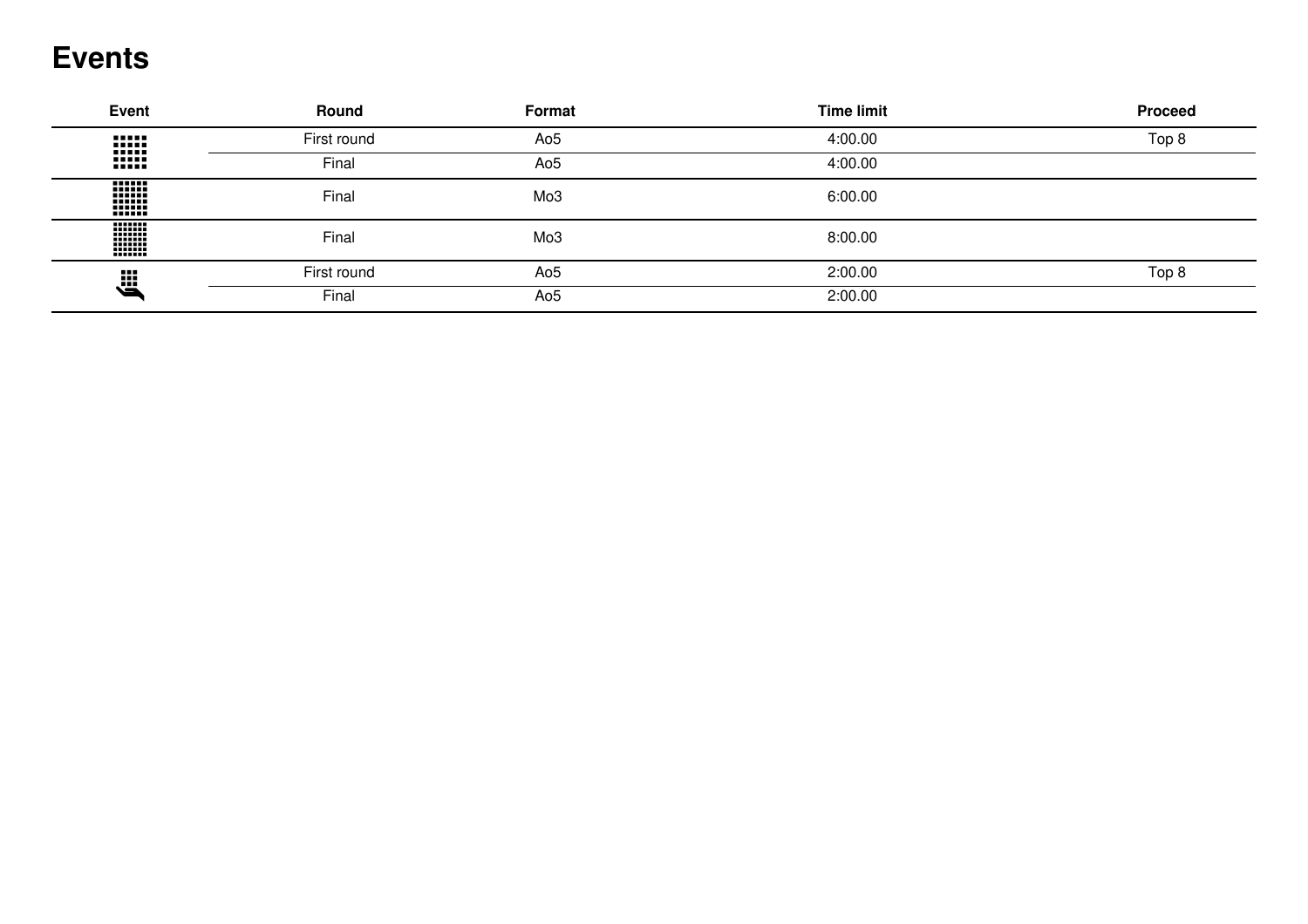# Events

| Event | Round | Format | Time limit | Proceed |
|---|---|---|---|---|
| | First round | Ao5 | 4:00.00 | Top 8 |
| | Final | Ao5 | 4:00.00 | |
| | Final | Mo3 | 6:00.00 | |
| | Final | Mo3 | 8:00.00 | |
| | First round | Ao5 | 2:00.00 | Top 8 |
| | Final | Ao5 | 2:00.00 | |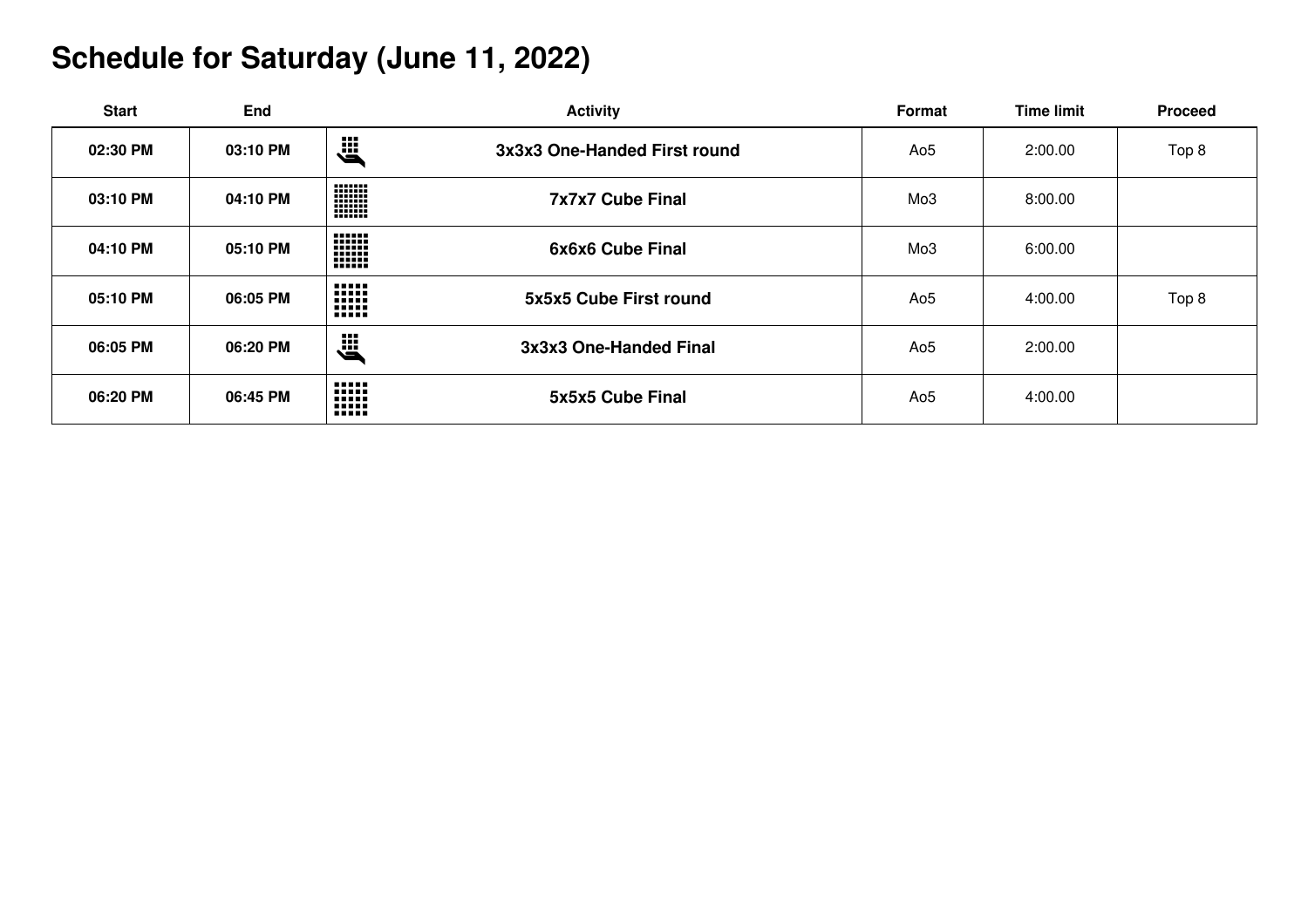# Schedule for Saturday (June 11, 2022)

| Start | End | Activity | Format | Time limit | Proceed |
|---|---|---|---|---|---|
| **02:30 PM** | **03:10 PM** | **3x3x3 One-Handed First round** | Ao5 | 2:00.00 | Top 8 |
| **03:10 PM** | **04:10 PM** | **7x7x7 Cube Final** | Mo3 | 8:00.00 | |
| **04:10 PM** | **05:10 PM** | **6x6x6 Cube Final** | Mo3 | 6:00.00 | |
| **05:10 PM** | **06:05 PM** | **5x5x5 Cube First round** | Ao5 | 4:00.00 | Top 8 |
| **06:05 PM** | **06:20 PM** | **3x3x3 One-Handed Final** | Ao5 | 2:00.00 | |
| **06:20 PM** | **06:45 PM** | **5x5x5 Cube Final** | Ao5 | 4:00.00 | |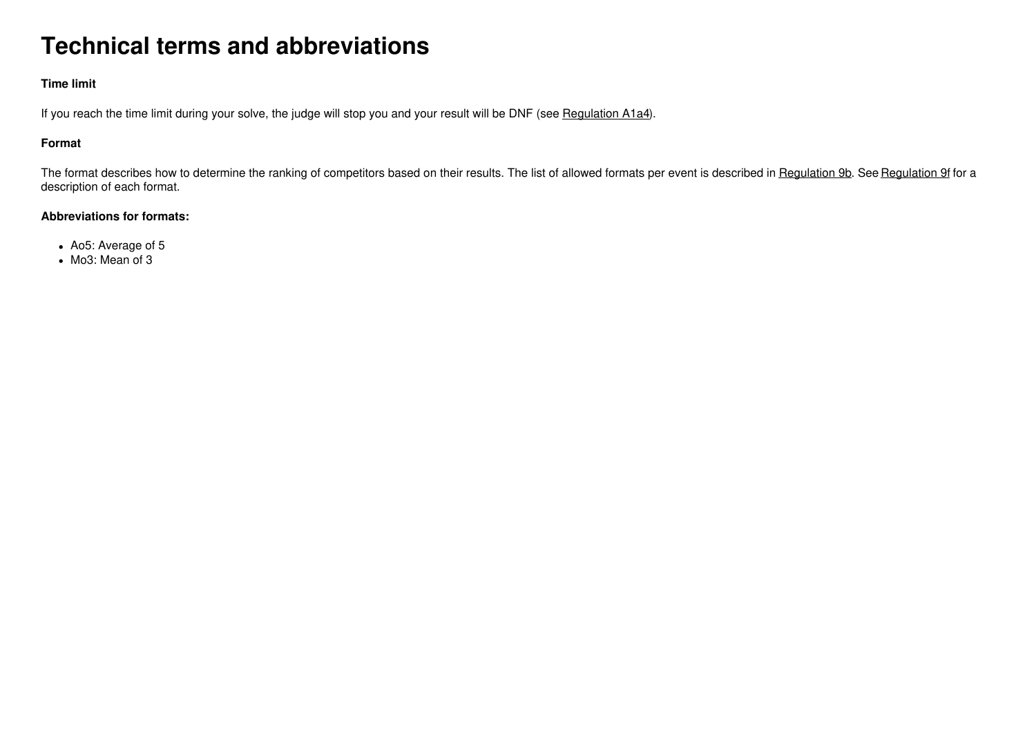# Technical terms and abbreviations

**Time limit**

If you reach the time limit during your solve, the judge will stop you and your result will be DNF (see Regulation A1a4).

**Format**

The format describes how to determine the ranking of competitors based on their results. The list of allowed formats per event is described in Regulation 9b. See Regulation 9f for a description of each format.

**Abbreviations for formats:**

- Ao5: Average of 5
- Mo3: Mean of 3